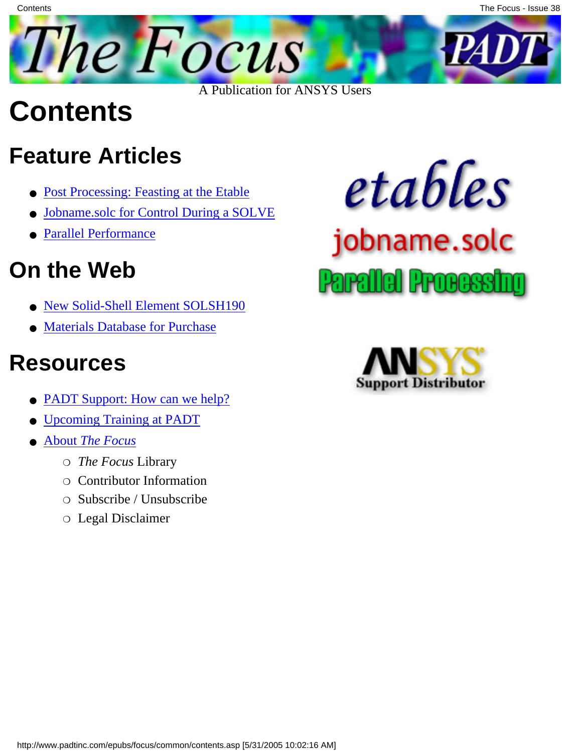A Publication for ANSYS Users

# Contents

## Feature Articles

- Post Processing: Feasting at the Etable
- Jobname.solc for Control During a SOLVE
- Parallel Performance

## On the Web

- New Solid-Shell Element SOLSH190
- Materials Database for Purchase

## Resources

- PADT Support: How can we help?
- Upcoming Training at PADT
- About *The Focus*
  - *The Focus* Library
  - Contributor Information
  - Subscribe / Unsubscribe
  - Legal Disclaimer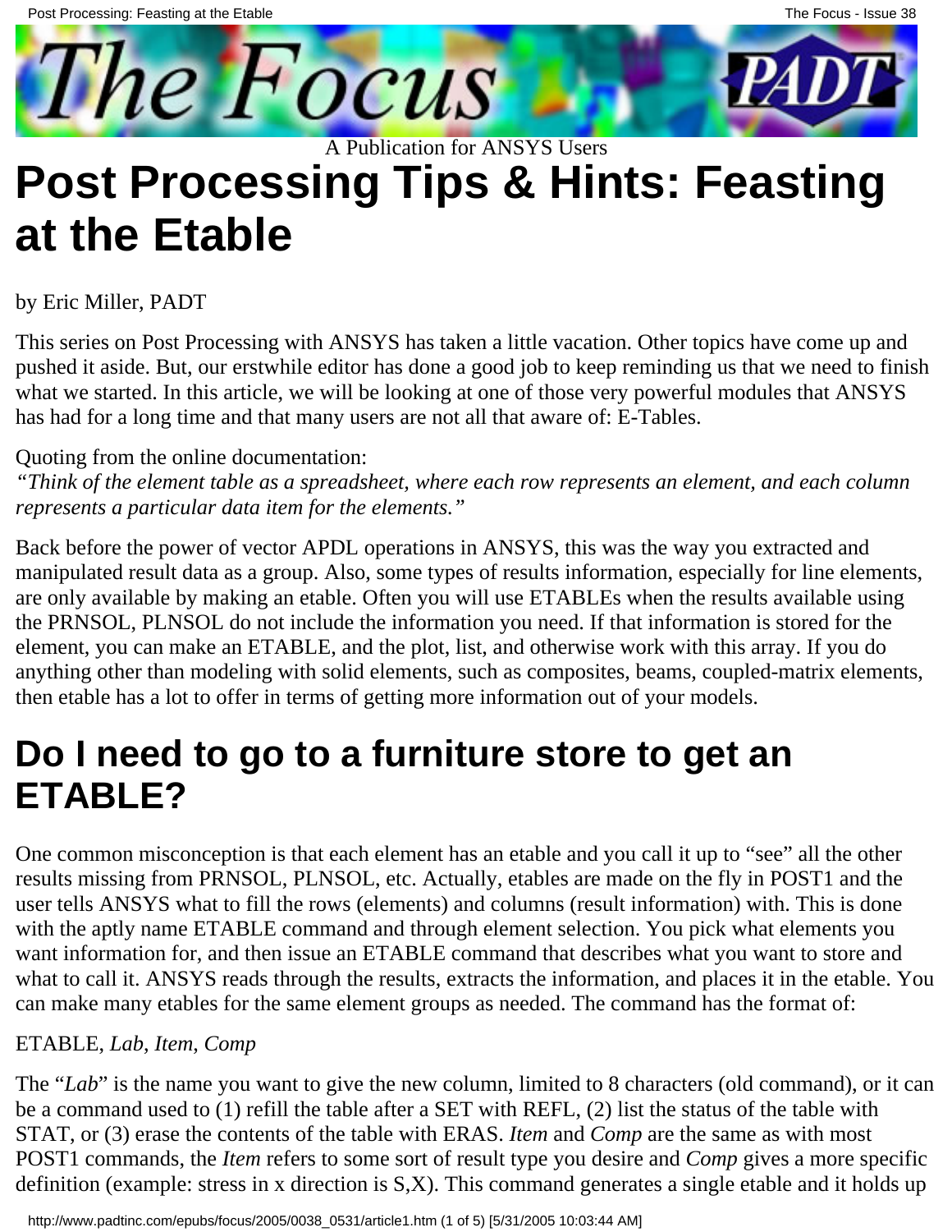A Publication for ANSYS Users

# Post Processing Tips & Hints: Feasting at the Etable

by Eric Miller, PADT

This series on Post Processing with ANSYS has taken a little vacation. Other topics have come up and pushed it aside. But, our erstwhile editor has done a good job to keep reminding us that we need to finish what we started. In this article, we will be looking at one of those very powerful modules that ANSYS has had for a long time and that many users are not all that aware of: E-Tables.

Quoting from the online documentation:
*"Think of the element table as a spreadsheet, where each row represents an element, and each column represents a particular data item for the elements."*

Back before the power of vector APDL operations in ANSYS, this was the way you extracted and manipulated result data as a group. Also, some types of results information, especially for line elements, are only available by making an etable. Often you will use ETABLEs when the results available using the PRNSOL, PLNSOL do not include the information you need. If that information is stored for the element, you can make an ETABLE, and the plot, list, and otherwise work with this array. If you do anything other than modeling with solid elements, such as composites, beams, coupled-matrix elements, then etable has a lot to offer in terms of getting more information out of your models.

## Do I need to go to a furniture store to get an ETABLE?

One common misconception is that each element has an etable and you call it up to "see" all the other results missing from PRNSOL, PLNSOL, etc. Actually, etables are made on the fly in POST1 and the user tells ANSYS what to fill the rows (elements) and columns (result information) with. This is done with the aptly name ETABLE command and through element selection. You pick what elements you want information for, and then issue an ETABLE command that describes what you want to store and what to call it. ANSYS reads through the results, extracts the information, and places it in the etable. You can make many etables for the same element groups as needed. The command has the format of:

ETABLE, *Lab*, *Item*, *Comp*

The "*Lab*" is the name you want to give the new column, limited to 8 characters (old command), or it can be a command used to (1) refill the table after a SET with REFL, (2) list the status of the table with STAT, or (3) erase the contents of the table with ERAS. *Item* and *Comp* are the same as with most POST1 commands, the *Item* refers to some sort of result type you desire and *Comp* gives a more specific definition (example: stress in x direction is S,X). This command generates a single etable and it holds up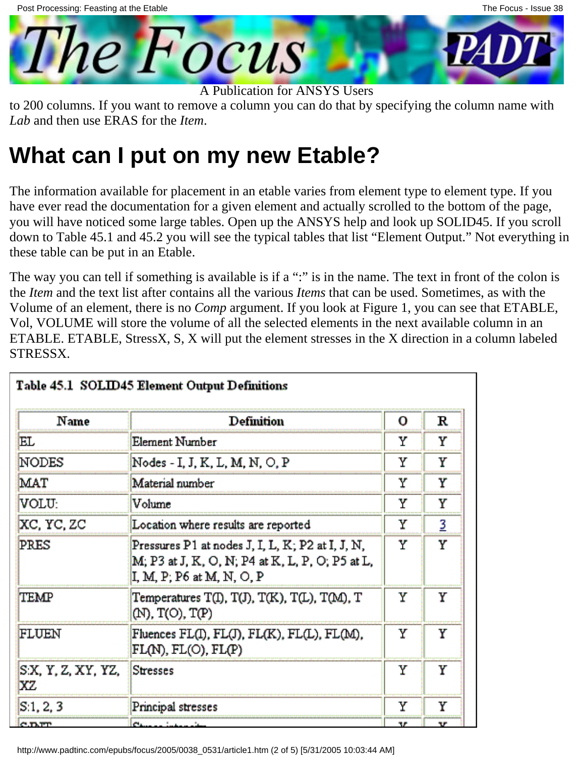to 200 columns. If you want to remove a column you can do that by specifying the column name with *Lab* and then use ERAS for the *Item*.

# What can I put on my new Etable?

The information available for placement in an etable varies from element type to element type. If you have ever read the documentation for a given element and actually scrolled to the bottom of the page, you will have noticed some large tables. Open up the ANSYS help and look up SOLID45. If you scroll down to Table 45.1 and 45.2 you will see the typical tables that list "Element Output." Not everything in these table can be put in an Etable.

The way you can tell if something is available is if a ":" is in the name. The text in front of the colon is the *Item* and the text list after contains all the various *Items* that can be used. Sometimes, as with the Volume of an element, there is no *Comp* argument. If you look at Figure 1, you can see that ETABLE, Vol, VOLUME will store the volume of all the selected elements in the next available column in an ETABLE. ETABLE, StressX, S, X will put the element stresses in the X direction in a column labeled STRESSX.

**Table 45.1 SOLID45 Element Output Definitions**

| Name | Definition | O | R |
|---|---|---|---|
| EL | Element Number | Y | Y |
| NODES | Nodes - I, J, K, L, M, N, O, P | Y | Y |
| MAT | Material number | Y | Y |
| VOLU: | Volume | Y | Y |
| XC, YC, ZC | Location where results are reported | Y | 3 |
| PRES | Pressures P1 at nodes J, I, L, K; P2 at I, J, N, M; P3 at J, K, O, N; P4 at K, L, P, O; P5 at L, I, M, P; P6 at M, N, O, P | Y | Y |
| TEMP | Temperatures T(I), T(J), T(K), T(L), T(M), T(N), T(O), T(P) | Y | Y |
| FLUEN | Fluences FL(I), FL(J), FL(K), FL(L), FL(M), FL(N), FL(O), FL(P) | Y | Y |
| S:X, Y, Z, XY, YZ, XZ | Stresses | Y | Y |
| S:1, 2, 3 | Principal stresses | Y | Y |
| S:INT | Stress intensity | Y | Y |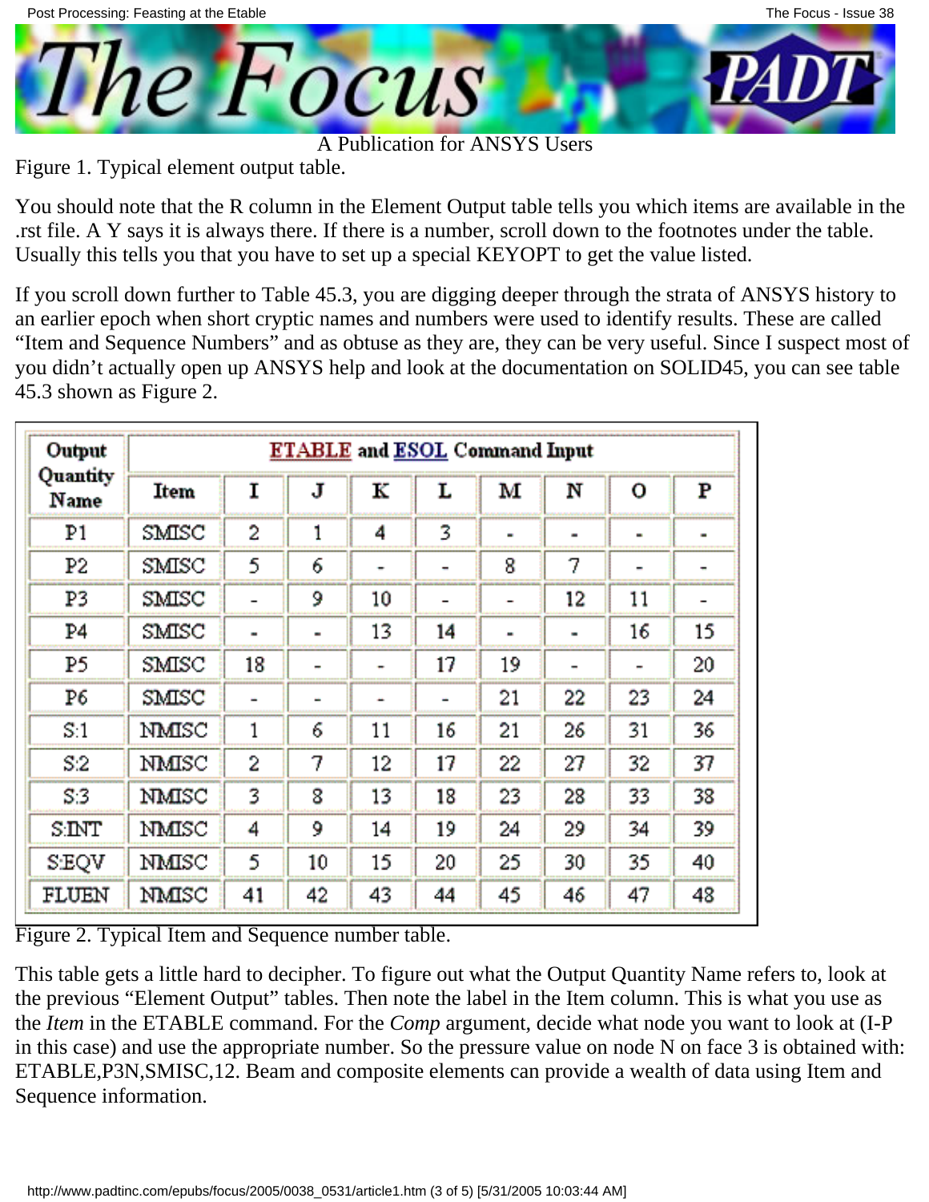Figure 1. Typical element output table.

You should note that the R column in the Element Output table tells you which items are available in the .rst file. A Y says it is always there. If there is a number, scroll down to the footnotes under the table. Usually this tells you that you have to set up a special KEYOPT to get the value listed.

If you scroll down further to Table 45.3, you are digging deeper through the strata of ANSYS history to an earlier epoch when short cryptic names and numbers were used to identify results. These are called “Item and Sequence Numbers” and as obtuse as they are, they can be very useful. Since I suspect most of you didn’t actually open up ANSYS help and look at the documentation on SOLID45, you can see table 45.3 shown as Figure 2.

| Output Quantity Name | ETABLE and ESOL Command Input | | | | | | | | |
|---|---|---|---|---|---|---|---|---|---|
| | Item | I | J | K | L | M | N | O | P |
| P1 | SMISC | 2 | 1 | 4 | 3 | - | - | - | - |
| P2 | SMISC | 5 | 6 | - | - | 8 | 7 | - | - |
| P3 | SMISC | - | 9 | 10 | - | - | 12 | 11 | - |
| P4 | SMISC | - | - | 13 | 14 | - | - | 16 | 15 |
| P5 | SMISC | 18 | - | - | 17 | 19 | - | - | 20 |
| P6 | SMISC | - | - | - | - | 21 | 22 | 23 | 24 |
| S:1 | NMISC | 1 | 6 | 11 | 16 | 21 | 26 | 31 | 36 |
| S:2 | NMISC | 2 | 7 | 12 | 17 | 22 | 27 | 32 | 37 |
| S:3 | NMISC | 3 | 8 | 13 | 18 | 23 | 28 | 33 | 38 |
| S:INT | NMISC | 4 | 9 | 14 | 19 | 24 | 29 | 34 | 39 |
| S:EQV | NMISC | 5 | 10 | 15 | 20 | 25 | 30 | 35 | 40 |
| FLUEN | NMISC | 41 | 42 | 43 | 44 | 45 | 46 | 47 | 48 |

Figure 2. Typical Item and Sequence number table.

This table gets a little hard to decipher. To figure out what the Output Quantity Name refers to, look at the previous “Element Output” tables. Then note the label in the Item column. This is what you use as the *Item* in the ETABLE command. For the *Comp* argument, decide what node you want to look at (I-P in this case) and use the appropriate number. So the pressure value on node N on face 3 is obtained with: ETABLE,P3N,SMISC,12. Beam and composite elements can provide a wealth of data using Item and Sequence information.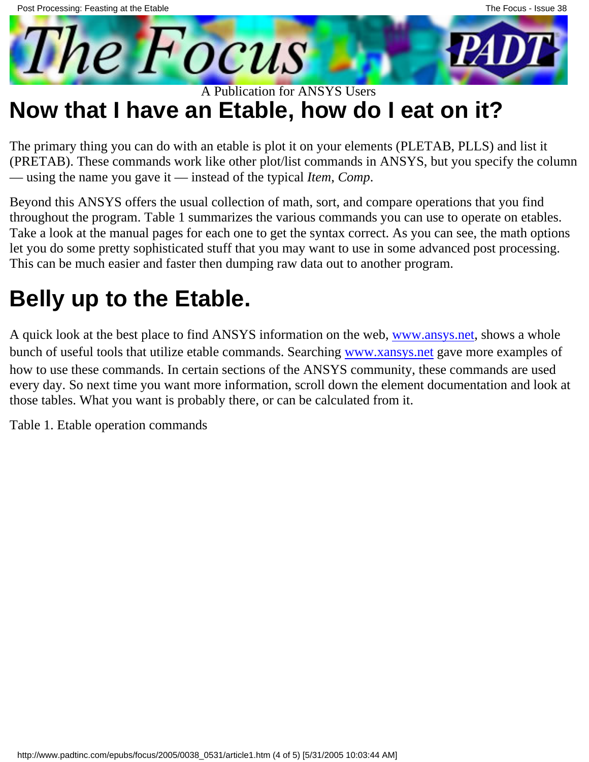## Now that I have an Etable, how do I eat on it?

The primary thing you can do with an etable is plot it on your elements (PLETAB, PLLS) and list it (PRETAB). These commands work like other plot/list commands in ANSYS, but you specify the column — using the name you gave it — instead of the typical *Item, Comp*.

Beyond this ANSYS offers the usual collection of math, sort, and compare operations that you find throughout the program. Table 1 summarizes the various commands you can use to operate on etables. Take a look at the manual pages for each one to get the syntax correct. As you can see, the math options let you do some pretty sophisticated stuff that you may want to use in some advanced post processing. This can be much easier and faster then dumping raw data out to another program.

## Belly up to the Etable.

A quick look at the best place to find ANSYS information on the web, [www.ansys.net](www.ansys.net), shows a whole bunch of useful tools that utilize etable commands. Searching [www.xansys.net](www.xansys.net) gave more examples of how to use these commands. In certain sections of the ANSYS community, these commands are used every day. So next time you want more information, scroll down the element documentation and look at those tables. What you want is probably there, or can be calculated from it.

Table 1. Etable operation commands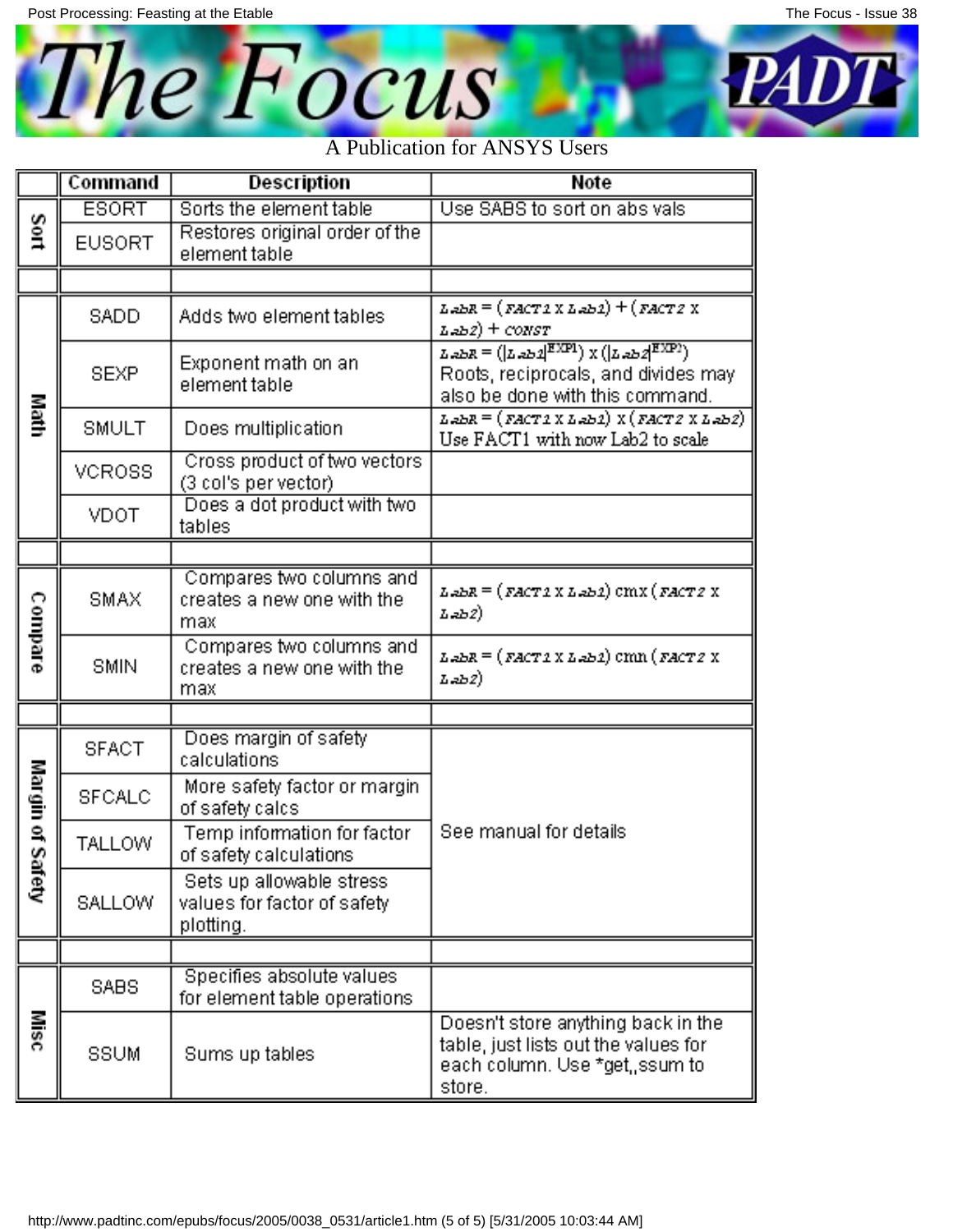| | Command | Description | Note |
|---|---|---|---|
| Sort | ESORT | Sorts the element table | Use SABS to sort on abs vals |
| | EUSORT | Restores original order of the element table | |
| | | | |
| Math | SADD | Adds two element tables | LabR = (FACT1 x Lab1) + (FACT2 x Lab2) + CONST |
| | SEXP | Exponent math on an element table | LabR = ($\lvert$Lab1$\rvert^{EXP1}$) x ($\lvert$Lab2$\rvert^{EXP2}$) Roots, reciprocals, and divides may also be done with this command. |
| | SMULT | Does multiplication | LabR = (FACT1 x Lab1) x (FACT2 x Lab2) Use FACT1 with now Lab2 to scale |
| | VCROSS | Cross product of two vectors (3 col's per vector) | |
| | VDOT | Does a dot product with two tables | |
| | | | |
| Compare | SMAX | Compares two columns and creates a new one with the max | LabR = (FACT1 x Lab1) cmx (FACT2 x Lab2) |
| | SMIN | Compares two columns and creates a new one with the max | LabR = (FACT1 x Lab1) cmn (FACT2 x Lab2) |
| | | | |
| Margin of Safety | SFACT | Does margin of safety calculations | See manual for details |
| | SFCALC | More safety factor or margin of safety calcs | |
| | TALLOW | Temp information for factor of safety calculations | |
| | SALLOW | Sets up allowable stress values for factor of safety plotting. | |
| | | | |
| Misc | SABS | Specifies absolute values for element table operations | |
| | SSUM | Sums up tables | Doesn't store anything back in the table, just lists out the values for each column. Use *get,,ssum to store. |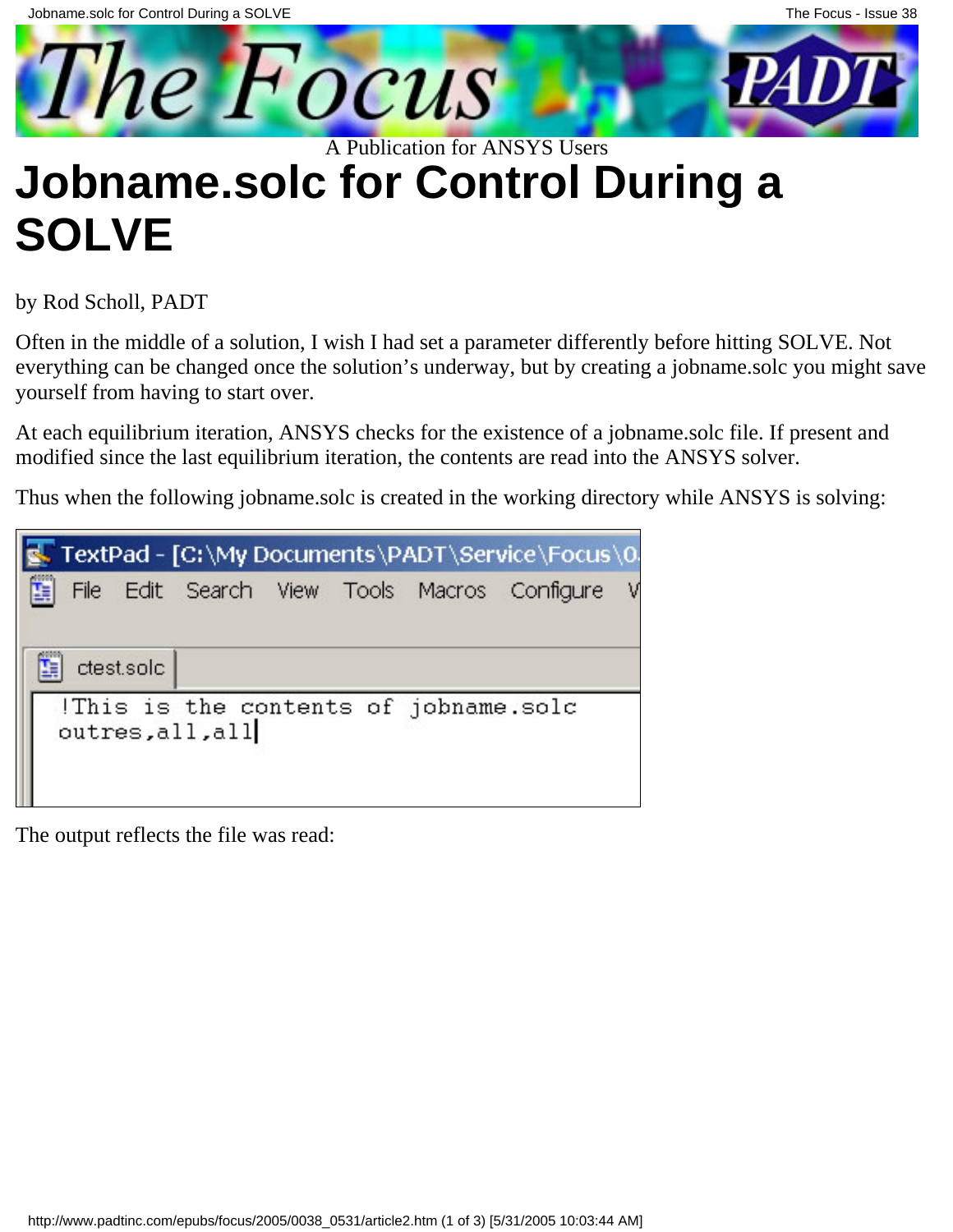# Jobname.solc for Control During a SOLVE

by Rod Scholl, PADT

Often in the middle of a solution, I wish I had set a parameter differently before hitting SOLVE. Not everything can be changed once the solution's underway, but by creating a jobname.solc you might save yourself from having to start over.

At each equilibrium iteration, ANSYS checks for the existence of a jobname.solc file. If present and modified since the last equilibrium iteration, the contents are read into the ANSYS solver.

Thus when the following jobname.solc is created in the working directory while ANSYS is solving:

```
!This is the contents of jobname.solc
outres,all,all
```

The output reflects the file was read: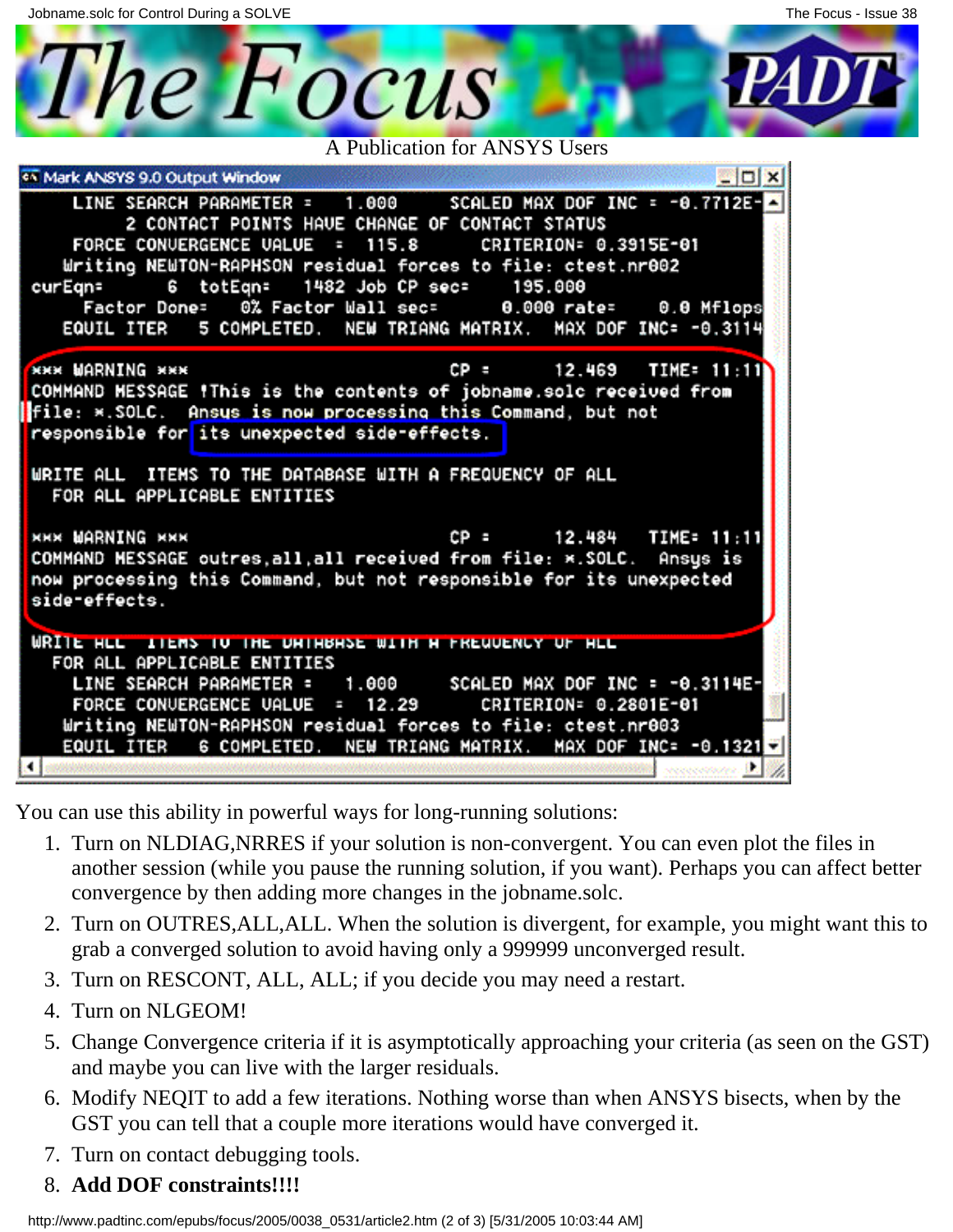```
Mark ANSYS 9.0 Output Window
   LINE SEARCH PARAMETER =    1.000     SCALED MAX DOF INC = -0.7712E-
        2 CONTACT POINTS HAVE CHANGE OF CONTACT STATUS
   FORCE CONVERGENCE VALUE  =  115.8      CRITERION= 0.3915E-01
  Writing NEWTON-RAPHSON residual forces to file: ctest.nr002
curEqn=        6  totEqn=     1482 Job CP sec=     195.000
    Factor Done=   0% Factor Wall sec=      0.000 rate=      0.0 Mflops
  EQUIL ITER   5 COMPLETED.  NEW TRIANG MATRIX.  MAX DOF INC= -0.3114

*** WARNING ***                         CP =      12.469   TIME= 11:11
COMMAND MESSAGE !This is the contents of jobname.solc received from
file: *.SOLC.  Ansys is now processing this Command, but not
responsible for its unexpected side-effects.

WRITE ALL  ITEMS TO THE DATABASE WITH A FREQUENCY OF ALL
  FOR ALL APPLICABLE ENTITIES

*** WARNING ***                         CP =      12.484   TIME= 11:11
COMMAND MESSAGE outres,all,all received from file: *.SOLC.  Ansys is
now processing this Command, but not responsible for its unexpected
side-effects.

WRITE ALL  ITEMS TO THE DATABASE WITH A FREQUENCY OF ALL
  FOR ALL APPLICABLE ENTITIES
   LINE SEARCH PARAMETER =    1.000     SCALED MAX DOF INC = -0.3114E-
   FORCE CONVERGENCE VALUE  =  12.29      CRITERION= 0.2801E-01
  Writing NEWTON-RAPHSON residual forces to file: ctest.nr003
  EQUIL ITER   6 COMPLETED.  NEW TRIANG MATRIX.  MAX DOF INC= -0.1321
```

You can use this ability in powerful ways for long-running solutions:

1. Turn on NLDIAG,NRRES if your solution is non-convergent. You can even plot the files in another session (while you pause the running solution, if you want). Perhaps you can affect better convergence by then adding more changes in the jobname.solc.
2. Turn on OUTRES,ALL,ALL. When the solution is divergent, for example, you might want this to grab a converged solution to avoid having only a 999999 unconverged result.
3. Turn on RESCONT, ALL, ALL; if you decide you may need a restart.
4. Turn on NLGEOM!
5. Change Convergence criteria if it is asymptotically approaching your criteria (as seen on the GST) and maybe you can live with the larger residuals.
6. Modify NEQIT to add a few iterations. Nothing worse than when ANSYS bisects, when by the GST you can tell that a couple more iterations would have converged it.
7. Turn on contact debugging tools.
8. **Add DOF constraints!!!!**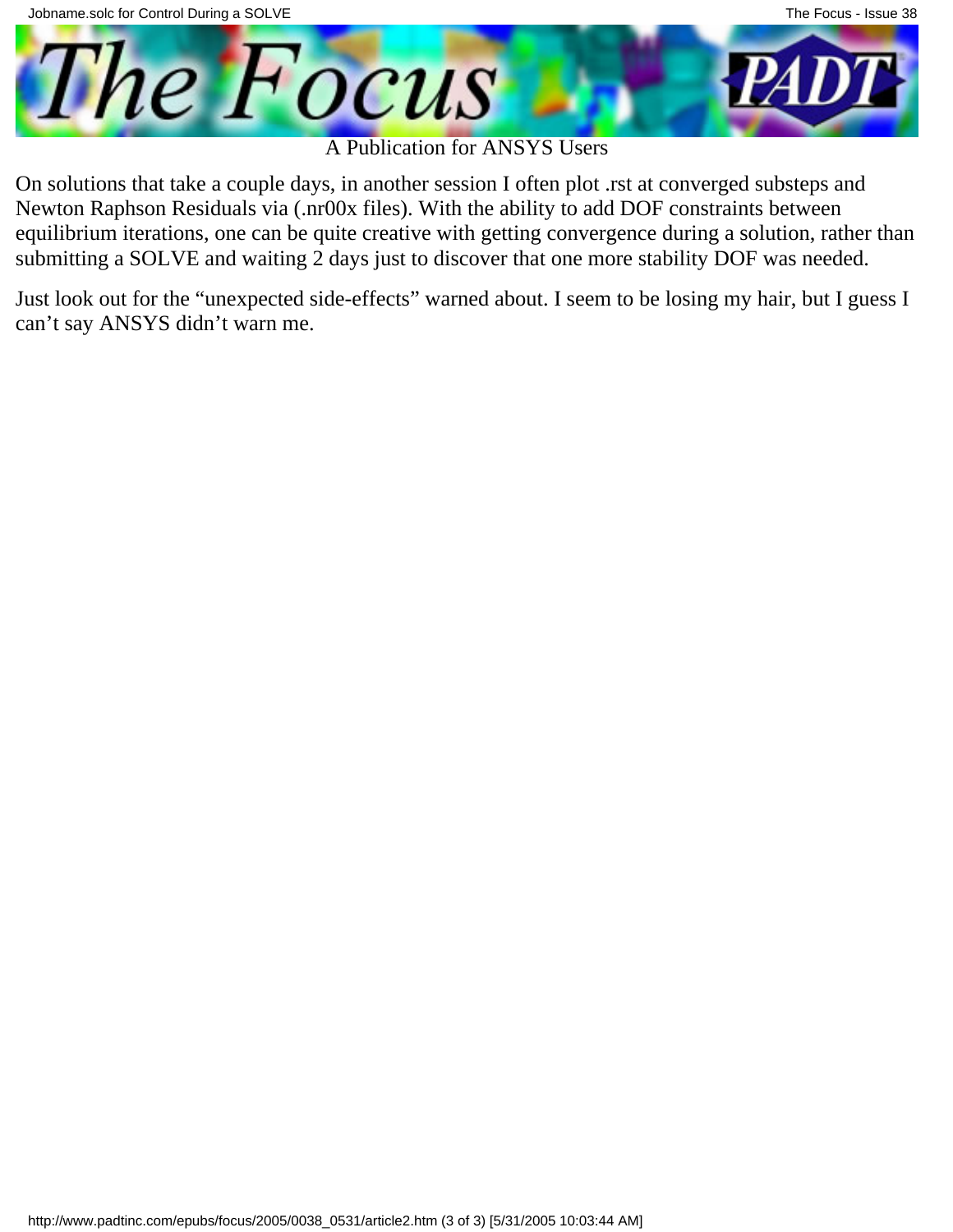On solutions that take a couple days, in another session I often plot .rst at converged substeps and Newton Raphson Residuals via (.nr00x files). With the ability to add DOF constraints between equilibrium iterations, one can be quite creative with getting convergence during a solution, rather than submitting a SOLVE and waiting 2 days just to discover that one more stability DOF was needed.

Just look out for the "unexpected side-effects" warned about. I seem to be losing my hair, but I guess I can't say ANSYS didn't warn me.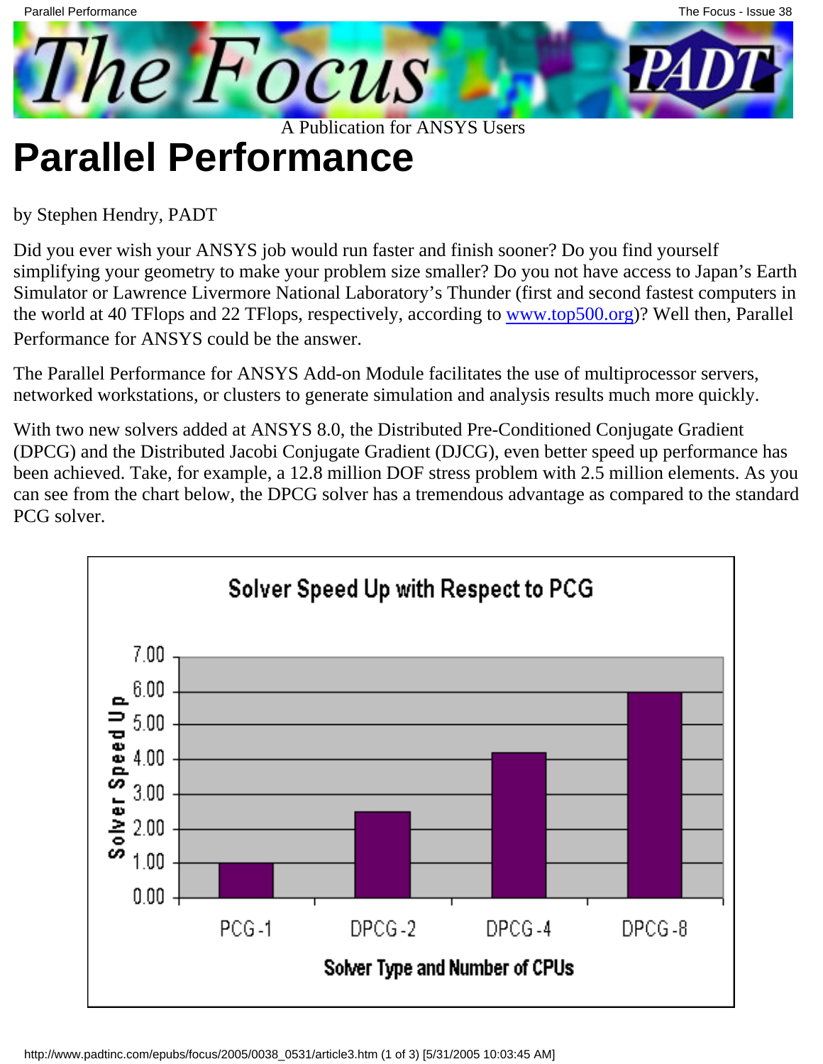# Parallel Performance

by Stephen Hendry, PADT

Did you ever wish your ANSYS job would run faster and finish sooner? Do you find yourself simplifying your geometry to make your problem size smaller? Do you not have access to Japan's Earth Simulator or Lawrence Livermore National Laboratory's Thunder (first and second fastest computers in the world at 40 TFlops and 22 TFlops, respectively, according to www.top500.org)? Well then, Parallel Performance for ANSYS could be the answer.

The Parallel Performance for ANSYS Add-on Module facilitates the use of multiprocessor servers, networked workstations, or clusters to generate simulation and analysis results much more quickly.

With two new solvers added at ANSYS 8.0, the Distributed Pre-Conditioned Conjugate Gradient (DPCG) and the Distributed Jacobi Conjugate Gradient (DJCG), even better speed up performance has been achieved. Take, for example, a 12.8 million DOF stress problem with 2.5 million elements. As you can see from the chart below, the DPCG solver has a tremendous advantage as compared to the standard PCG solver.

**Solver Speed Up with Respect to PCG**

| Solver Type and Number of CPUs | Solver Speed Up |
|---|---|
| PCG-1 | 1.00 |
| DPCG-2 | 2.50 |
| DPCG-4 | 4.20 |
| DPCG-8 | 6.00 |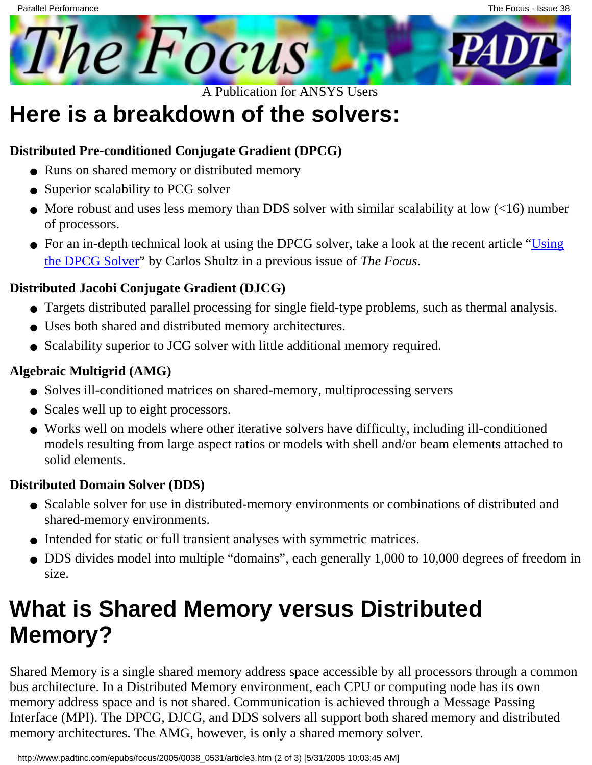# Here is a breakdown of the solvers:

**Distributed Pre-conditioned Conjugate Gradient (DPCG)**

- Runs on shared memory or distributed memory
- Superior scalability to PCG solver
- More robust and uses less memory than DDS solver with similar scalability at low (<16) number of processors.
- For an in-depth technical look at using the DPCG solver, take a look at the recent article "Using the DPCG Solver" by Carlos Shultz in a previous issue of *The Focus*.

**Distributed Jacobi Conjugate Gradient (DJCG)**

- Targets distributed parallel processing for single field-type problems, such as thermal analysis.
- Uses both shared and distributed memory architectures.
- Scalability superior to JCG solver with little additional memory required.

**Algebraic Multigrid (AMG)**

- Solves ill-conditioned matrices on shared-memory, multiprocessing servers
- Scales well up to eight processors.
- Works well on models where other iterative solvers have difficulty, including ill-conditioned models resulting from large aspect ratios or models with shell and/or beam elements attached to solid elements.

**Distributed Domain Solver (DDS)**

- Scalable solver for use in distributed-memory environments or combinations of distributed and shared-memory environments.
- Intended for static or full transient analyses with symmetric matrices.
- DDS divides model into multiple "domains", each generally 1,000 to 10,000 degrees of freedom in size.

# What is Shared Memory versus Distributed Memory?

Shared Memory is a single shared memory address space accessible by all processors through a common bus architecture. In a Distributed Memory environment, each CPU or computing node has its own memory address space and is not shared. Communication is achieved through a Message Passing Interface (MPI). The DPCG, DJCG, and DDS solvers all support both shared memory and distributed memory architectures. The AMG, however, is only a shared memory solver.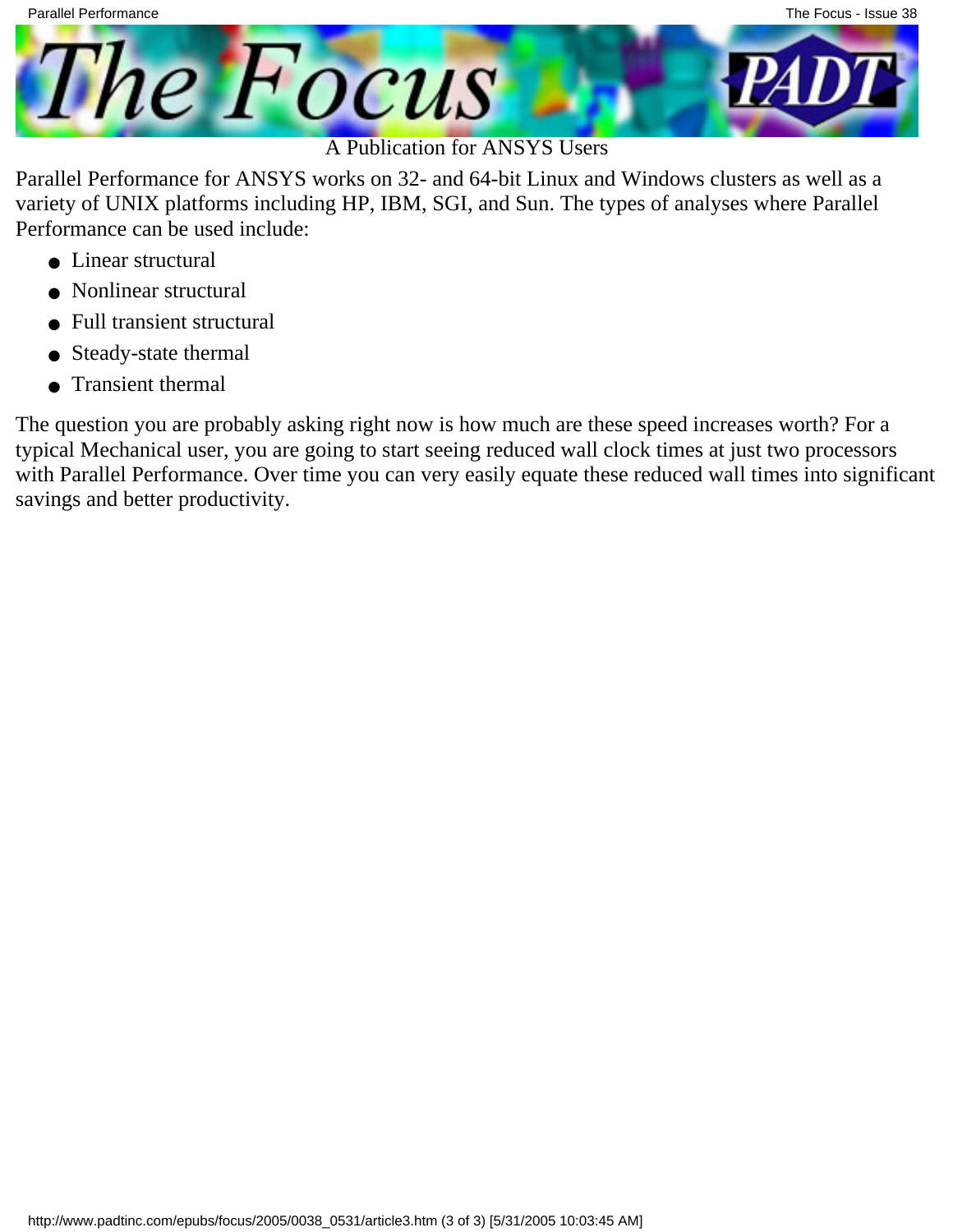Parallel Performance for ANSYS works on 32- and 64-bit Linux and Windows clusters as well as a variety of UNIX platforms including HP, IBM, SGI, and Sun. The types of analyses where Parallel Performance can be used include:

- Linear structural
- Nonlinear structural
- Full transient structural
- Steady-state thermal
- Transient thermal

The question you are probably asking right now is how much are these speed increases worth? For a typical Mechanical user, you are going to start seeing reduced wall clock times at just two processors with Parallel Performance. Over time you can very easily equate these reduced wall times into significant savings and better productivity.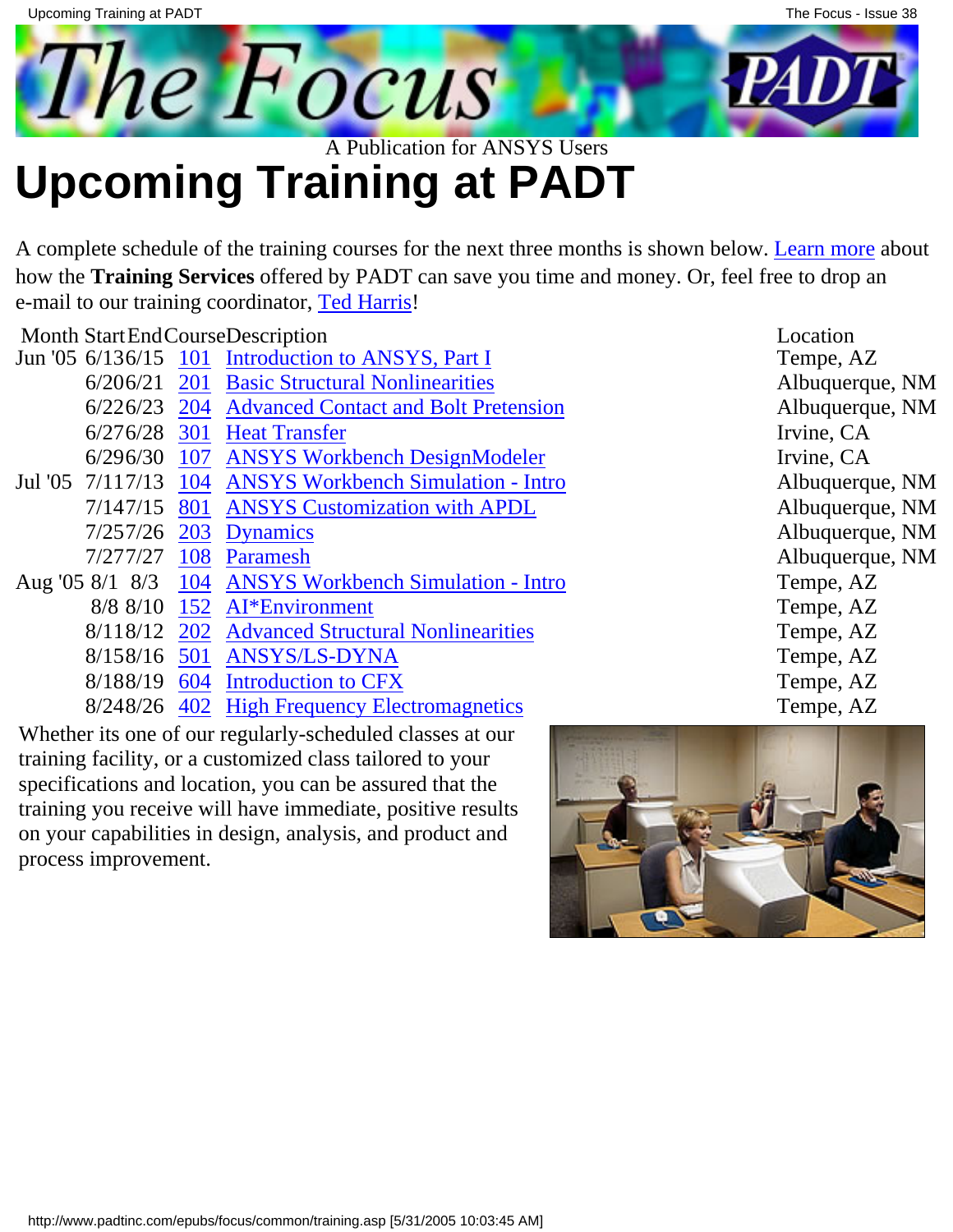A Publication for ANSYS Users

# Upcoming Training at PADT

A complete schedule of the training courses for the next three months is shown below. Learn more about how the **Training Services** offered by PADT can save you time and money. Or, feel free to drop an e-mail to our training coordinator, Ted Harris!

| Month | Start | End | Course | Description | Location |
|---|---|---|---|---|---|
| Jun '05 | 6/13 | 6/15 | 101 | Introduction to ANSYS, Part I | Tempe, AZ |
| | 6/20 | 6/21 | 201 | Basic Structural Nonlinearities | Albuquerque, NM |
| | 6/22 | 6/23 | 204 | Advanced Contact and Bolt Pretension | Albuquerque, NM |
| | 6/27 | 6/28 | 301 | Heat Transfer | Irvine, CA |
| | 6/29 | 6/30 | 107 | ANSYS Workbench DesignModeler | Irvine, CA |
| Jul '05 | 7/11 | 7/13 | 104 | ANSYS Workbench Simulation - Intro | Albuquerque, NM |
| | 7/14 | 7/15 | 801 | ANSYS Customization with APDL | Albuquerque, NM |
| | 7/25 | 7/26 | 203 | Dynamics | Albuquerque, NM |
| | 7/27 | 7/27 | 108 | Paramesh | Albuquerque, NM |
| Aug '05 | 8/1 | 8/3 | 104 | ANSYS Workbench Simulation - Intro | Tempe, AZ |
| | 8/8 | 8/10 | 152 | AI*Environment | Tempe, AZ |
| | 8/11 | 8/12 | 202 | Advanced Structural Nonlinearities | Tempe, AZ |
| | 8/15 | 8/16 | 501 | ANSYS/LS-DYNA | Tempe, AZ |
| | 8/18 | 8/19 | 604 | Introduction to CFX | Tempe, AZ |
| | 8/24 | 8/26 | 402 | High Frequency Electromagnetics | Tempe, AZ |

Whether its one of our regularly-scheduled classes at our training facility, or a customized class tailored to your specifications and location, you can be assured that the training you receive will have immediate, positive results on your capabilities in design, analysis, and product and process improvement.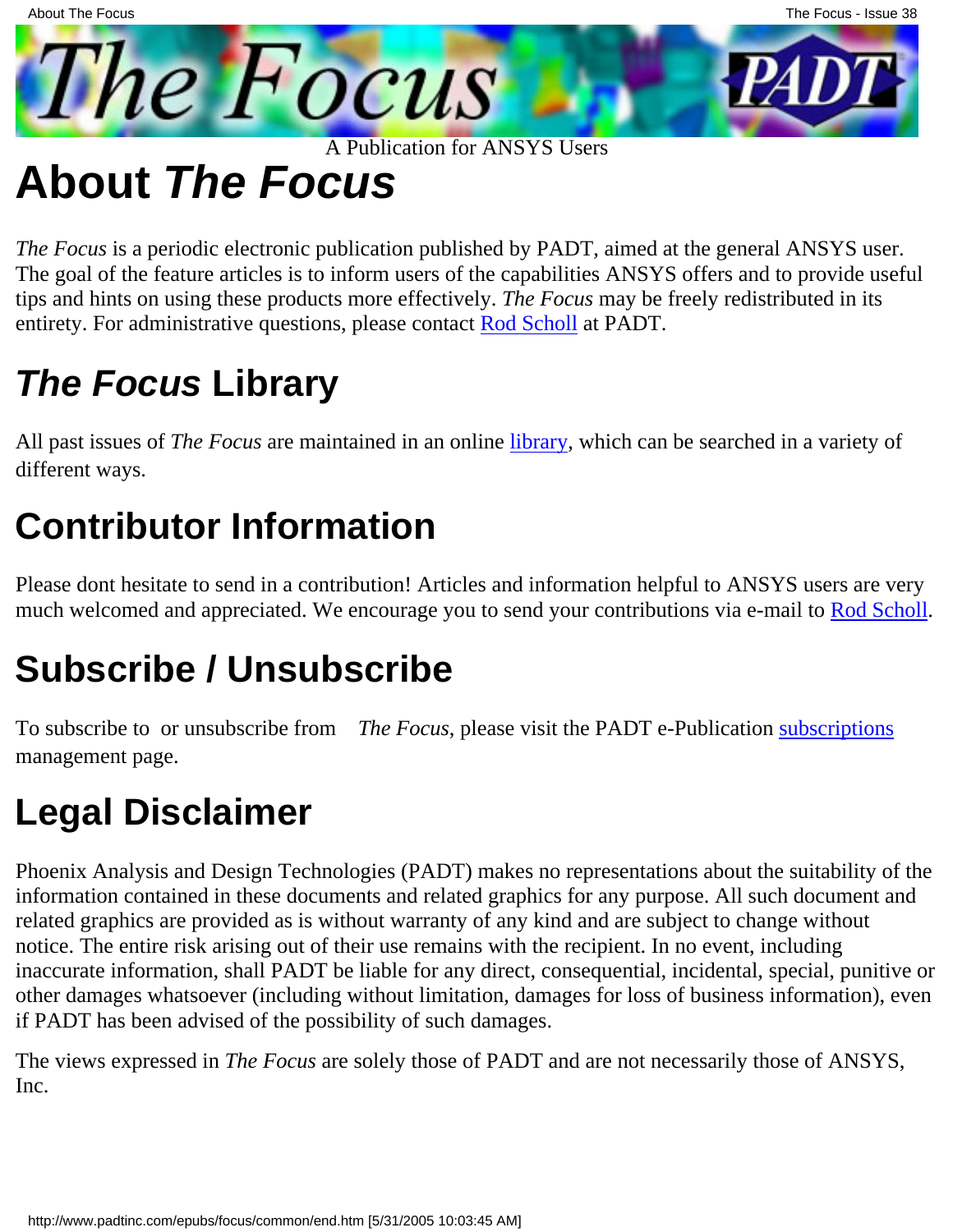A Publication for ANSYS Users

# About *The Focus*

*The Focus* is a periodic electronic publication published by PADT, aimed at the general ANSYS user. The goal of the feature articles is to inform users of the capabilities ANSYS offers and to provide useful tips and hints on using these products more effectively. *The Focus* may be freely redistributed in its entirety. For administrative questions, please contact Rod Scholl at PADT.

## *The Focus* Library

All past issues of *The Focus* are maintained in an online library, which can be searched in a variety of different ways.

## Contributor Information

Please dont hesitate to send in a contribution! Articles and information helpful to ANSYS users are very much welcomed and appreciated. We encourage you to send your contributions via e-mail to Rod Scholl.

## Subscribe / Unsubscribe

To subscribe to or unsubscribe from *The Focus*, please visit the PADT e-Publication subscriptions management page.

## Legal Disclaimer

Phoenix Analysis and Design Technologies (PADT) makes no representations about the suitability of the information contained in these documents and related graphics for any purpose. All such document and related graphics are provided as is without warranty of any kind and are subject to change without notice. The entire risk arising out of their use remains with the recipient. In no event, including inaccurate information, shall PADT be liable for any direct, consequential, incidental, special, punitive or other damages whatsoever (including without limitation, damages for loss of business information), even if PADT has been advised of the possibility of such damages.

The views expressed in *The Focus* are solely those of PADT and are not necessarily those of ANSYS, Inc.